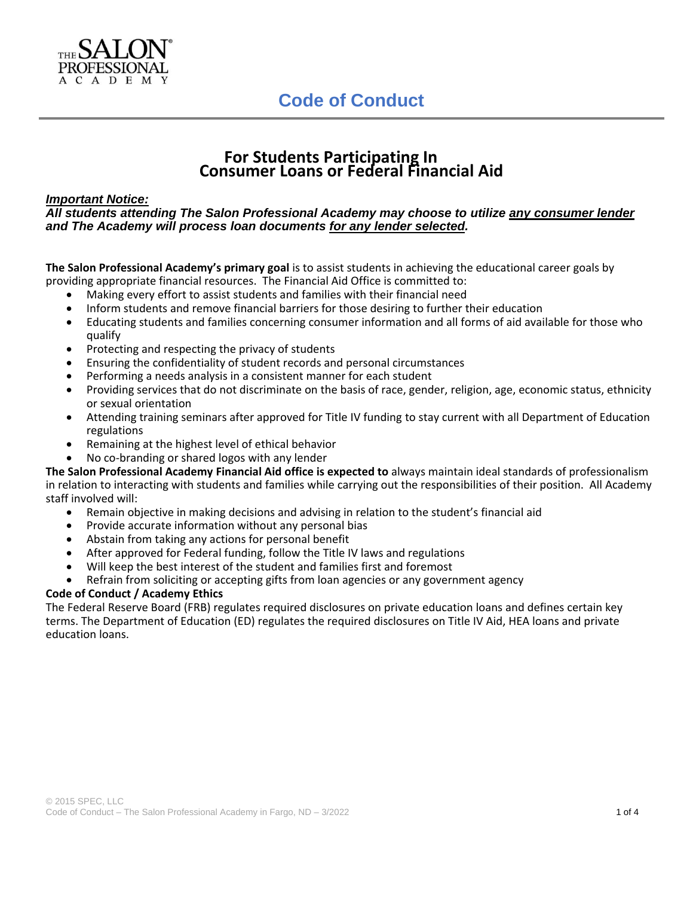# Code of Conduct

## For Students Participating In Consumer Loans or Federal Financial Aid

***Important Notice:***

***All students attending The Salon Professional Academy may choose to utilize any consumer lender and The Academy will process loan documents for any lender selected.***

**The Salon Professional Academy's primary goal** is to assist students in achieving the educational career goals by providing appropriate financial resources. The Financial Aid Office is committed to:

- Making every effort to assist students and families with their financial need
- Inform students and remove financial barriers for those desiring to further their education
- Educating students and families concerning consumer information and all forms of aid available for those who qualify
- Protecting and respecting the privacy of students
- Ensuring the confidentiality of student records and personal circumstances
- Performing a needs analysis in a consistent manner for each student
- Providing services that do not discriminate on the basis of race, gender, religion, age, economic status, ethnicity or sexual orientation
- Attending training seminars after approved for Title IV funding to stay current with all Department of Education regulations
- Remaining at the highest level of ethical behavior
- No co-branding or shared logos with any lender

**The Salon Professional Academy Financial Aid office is expected to** always maintain ideal standards of professionalism in relation to interacting with students and families while carrying out the responsibilities of their position. All Academy staff involved will:

- Remain objective in making decisions and advising in relation to the student's financial aid
- Provide accurate information without any personal bias
- Abstain from taking any actions for personal benefit
- After approved for Federal funding, follow the Title IV laws and regulations
- Will keep the best interest of the student and families first and foremost
- Refrain from soliciting or accepting gifts from loan agencies or any government agency

**Code of Conduct / Academy Ethics**

The Federal Reserve Board (FRB) regulates required disclosures on private education loans and defines certain key terms. The Department of Education (ED) regulates the required disclosures on Title IV Aid, HEA loans and private education loans.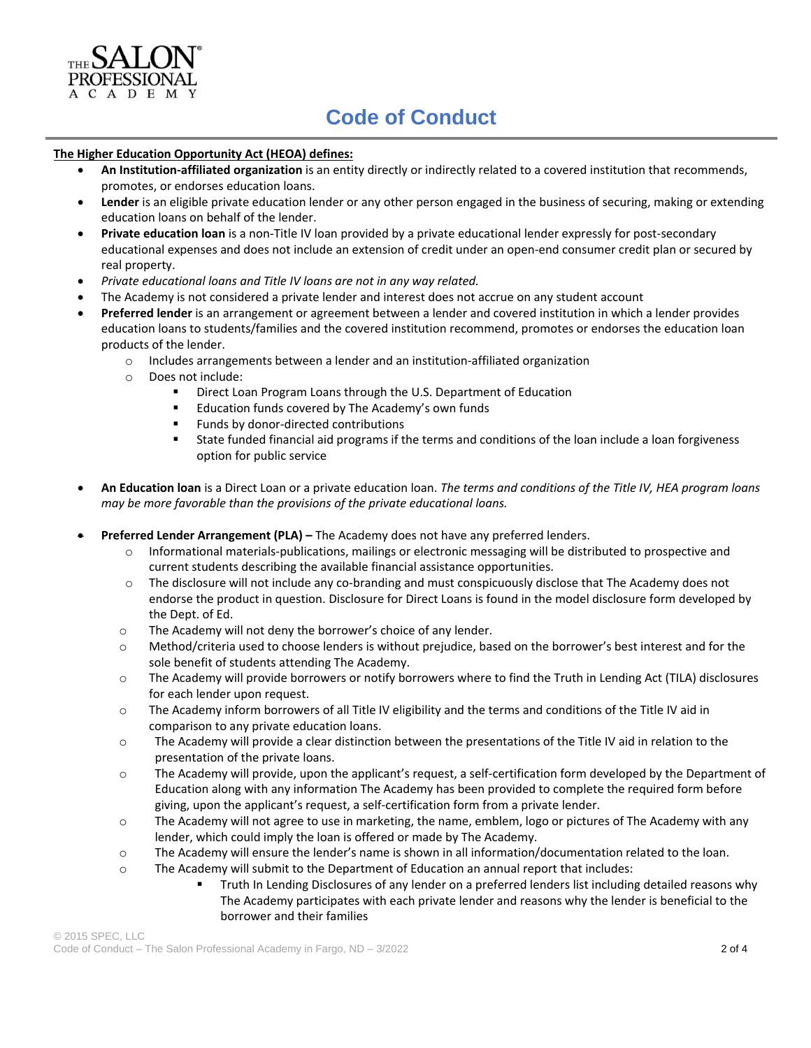# Code of Conduct

**The Higher Education Opportunity Act (HEOA) defines:**

- **An Institution-affiliated organization** is an entity directly or indirectly related to a covered institution that recommends, promotes, or endorses education loans.
- **Lender** is an eligible private education lender or any other person engaged in the business of securing, making or extending education loans on behalf of the lender.
- **Private education loan** is a non-Title IV loan provided by a private educational lender expressly for post-secondary educational expenses and does not include an extension of credit under an open-end consumer credit plan or secured by real property.
- *Private educational loans and Title IV loans are not in any way related.*
- The Academy is not considered a private lender and interest does not accrue on any student account
- **Preferred lender** is an arrangement or agreement between a lender and covered institution in which a lender provides education loans to students/families and the covered institution recommend, promotes or endorses the education loan products of the lender.
  - Includes arrangements between a lender and an institution-affiliated organization
  - Does not include:
    - Direct Loan Program Loans through the U.S. Department of Education
    - Education funds covered by The Academy's own funds
    - Funds by donor-directed contributions
    - State funded financial aid programs if the terms and conditions of the loan include a loan forgiveness option for public service

- **An Education loan** is a Direct Loan or a private education loan. *The terms and conditions of the Title IV, HEA program loans may be more favorable than the provisions of the private educational loans.*

- **Preferred Lender Arrangement (PLA) –** The Academy does not have any preferred lenders.
  - Informational materials-publications, mailings or electronic messaging will be distributed to prospective and current students describing the available financial assistance opportunities.
  - The disclosure will not include any co-branding and must conspicuously disclose that The Academy does not endorse the product in question. Disclosure for Direct Loans is found in the model disclosure form developed by the Dept. of Ed.
  - The Academy will not deny the borrower's choice of any lender.
  - Method/criteria used to choose lenders is without prejudice, based on the borrower's best interest and for the sole benefit of students attending The Academy.
  - The Academy will provide borrowers or notify borrowers where to find the Truth in Lending Act (TILA) disclosures for each lender upon request.
  - The Academy inform borrowers of all Title IV eligibility and the terms and conditions of the Title IV aid in comparison to any private education loans.
  - The Academy will provide a clear distinction between the presentations of the Title IV aid in relation to the presentation of the private loans.
  - The Academy will provide, upon the applicant's request, a self-certification form developed by the Department of Education along with any information The Academy has been provided to complete the required form before giving, upon the applicant's request, a self-certification form from a private lender.
  - The Academy will not agree to use in marketing, the name, emblem, logo or pictures of The Academy with any lender, which could imply the loan is offered or made by The Academy.
  - The Academy will ensure the lender's name is shown in all information/documentation related to the loan.
  - The Academy will submit to the Department of Education an annual report that includes:
    - Truth In Lending Disclosures of any lender on a preferred lenders list including detailed reasons why The Academy participates with each private lender and reasons why the lender is beneficial to the borrower and their families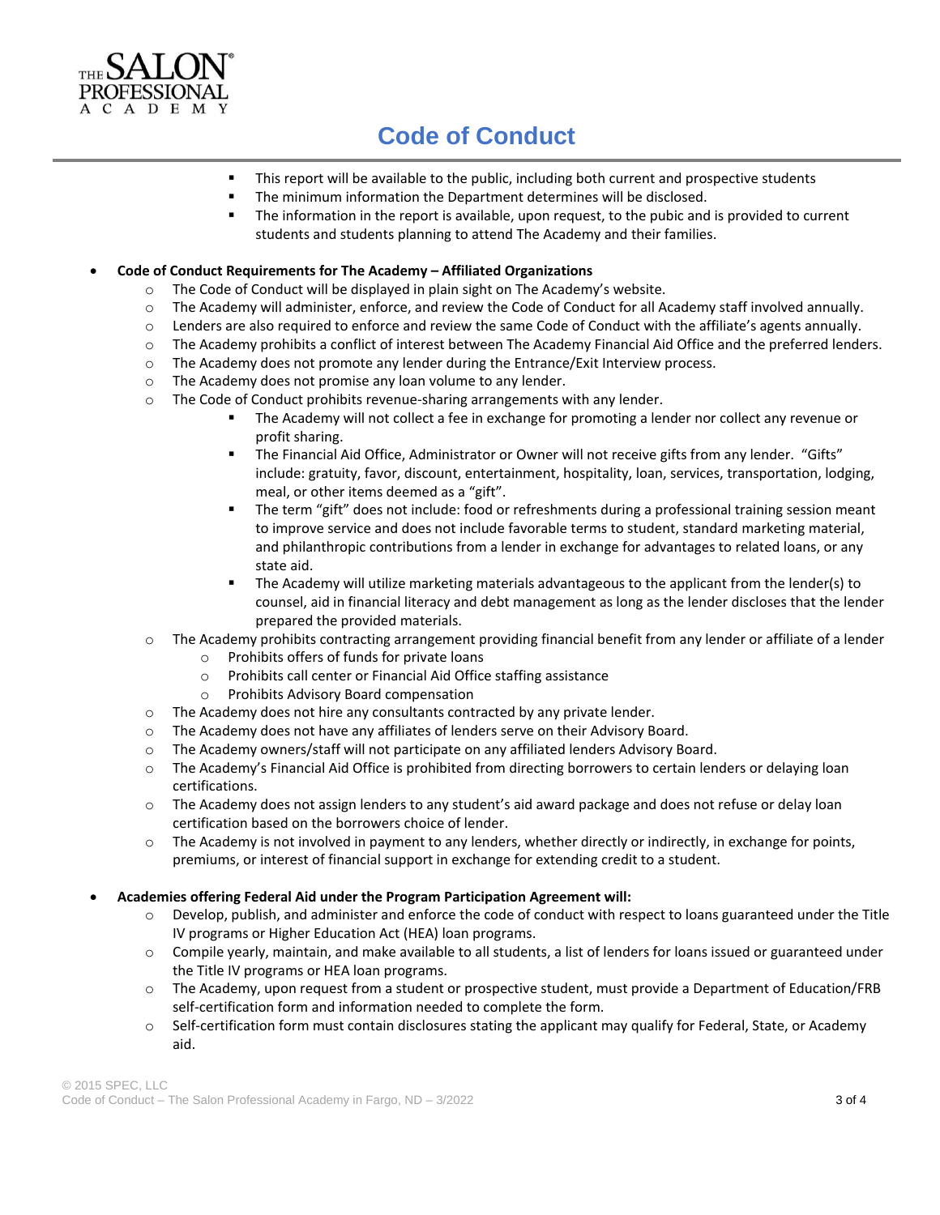# Code of Conduct

  - This report will be available to the public, including both current and prospective students
  - The minimum information the Department determines will be disclosed.
  - The information in the report is available, upon request, to the pubic and is provided to current students and students planning to attend The Academy and their families.

- **Code of Conduct Requirements for The Academy – Affiliated Organizations**
  - The Code of Conduct will be displayed in plain sight on The Academy's website.
  - The Academy will administer, enforce, and review the Code of Conduct for all Academy staff involved annually.
  - Lenders are also required to enforce and review the same Code of Conduct with the affiliate's agents annually.
  - The Academy prohibits a conflict of interest between The Academy Financial Aid Office and the preferred lenders.
  - The Academy does not promote any lender during the Entrance/Exit Interview process.
  - The Academy does not promise any loan volume to any lender.
  - The Code of Conduct prohibits revenue-sharing arrangements with any lender.
    - The Academy will not collect a fee in exchange for promoting a lender nor collect any revenue or profit sharing.
    - The Financial Aid Office, Administrator or Owner will not receive gifts from any lender. "Gifts" include: gratuity, favor, discount, entertainment, hospitality, loan, services, transportation, lodging, meal, or other items deemed as a "gift".
    - The term "gift" does not include: food or refreshments during a professional training session meant to improve service and does not include favorable terms to student, standard marketing material, and philanthropic contributions from a lender in exchange for advantages to related loans, or any state aid.
    - The Academy will utilize marketing materials advantageous to the applicant from the lender(s) to counsel, aid in financial literacy and debt management as long as the lender discloses that the lender prepared the provided materials.
  - The Academy prohibits contracting arrangement providing financial benefit from any lender or affiliate of a lender
    - Prohibits offers of funds for private loans
    - Prohibits call center or Financial Aid Office staffing assistance
    - Prohibits Advisory Board compensation
  - The Academy does not hire any consultants contracted by any private lender.
  - The Academy does not have any affiliates of lenders serve on their Advisory Board.
  - The Academy owners/staff will not participate on any affiliated lenders Advisory Board.
  - The Academy's Financial Aid Office is prohibited from directing borrowers to certain lenders or delaying loan certifications.
  - The Academy does not assign lenders to any student's aid award package and does not refuse or delay loan certification based on the borrowers choice of lender.
  - The Academy is not involved in payment to any lenders, whether directly or indirectly, in exchange for points, premiums, or interest of financial support in exchange for extending credit to a student.

- **Academies offering Federal Aid under the Program Participation Agreement will:**
  - Develop, publish, and administer and enforce the code of conduct with respect to loans guaranteed under the Title IV programs or Higher Education Act (HEA) loan programs.
  - Compile yearly, maintain, and make available to all students, a list of lenders for loans issued or guaranteed under the Title IV programs or HEA loan programs.
  - The Academy, upon request from a student or prospective student, must provide a Department of Education/FRB self-certification form and information needed to complete the form.
  - Self-certification form must contain disclosures stating the applicant may qualify for Federal, State, or Academy aid.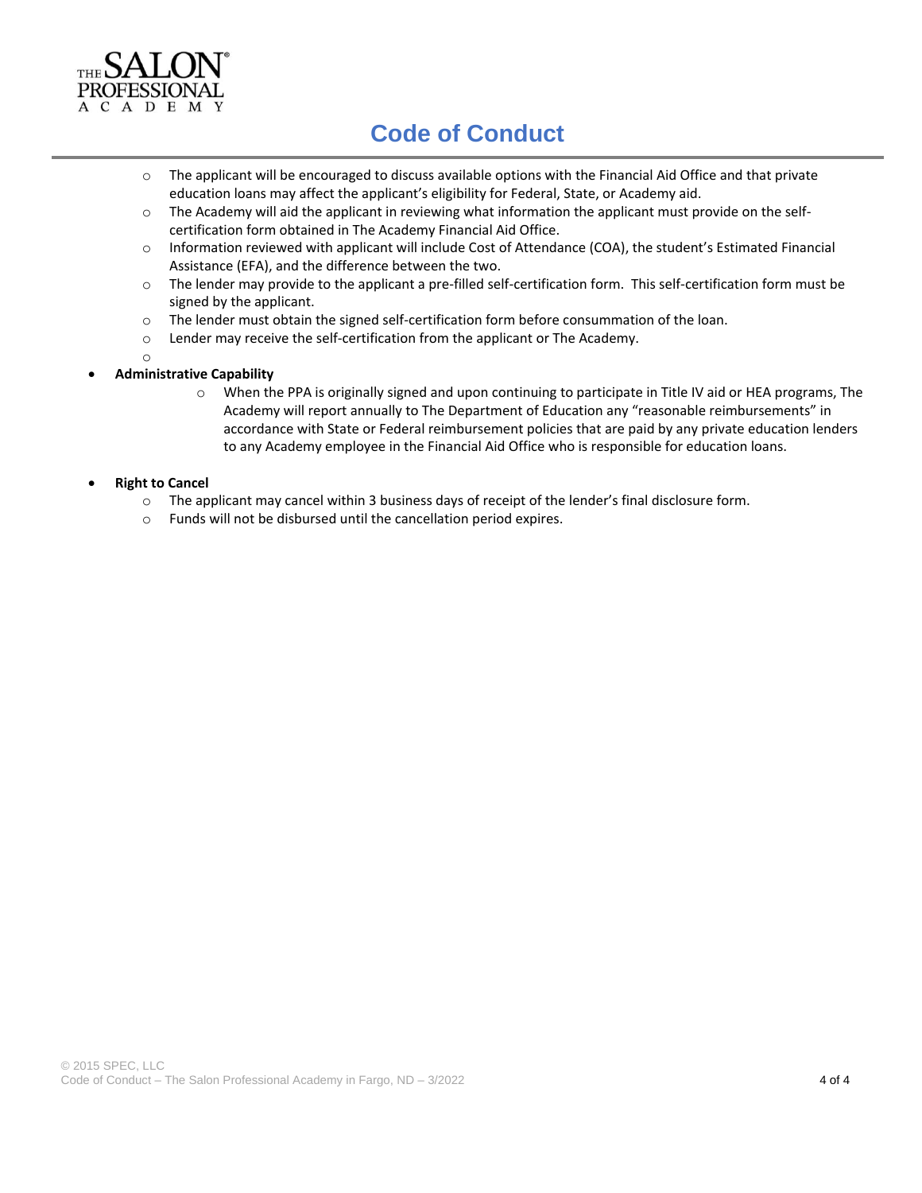- The applicant will be encouraged to discuss available options with the Financial Aid Office and that private education loans may affect the applicant's eligibility for Federal, State, or Academy aid.
- The Academy will aid the applicant in reviewing what information the applicant must provide on the self-certification form obtained in The Academy Financial Aid Office.
- Information reviewed with applicant will include Cost of Attendance (COA), the student's Estimated Financial Assistance (EFA), and the difference between the two.
- The lender may provide to the applicant a pre-filled self-certification form. This self-certification form must be signed by the applicant.
- The lender must obtain the signed self-certification form before consummation of the loan.
- Lender may receive the self-certification from the applicant or The Academy.

- **Administrative Capability**
  - When the PPA is originally signed and upon continuing to participate in Title IV aid or HEA programs, The Academy will report annually to The Department of Education any "reasonable reimbursements" in accordance with State or Federal reimbursement policies that are paid by any private education lenders to any Academy employee in the Financial Aid Office who is responsible for education loans.

- **Right to Cancel**
  - The applicant may cancel within 3 business days of receipt of the lender's final disclosure form.
  - Funds will not be disbursed until the cancellation period expires.